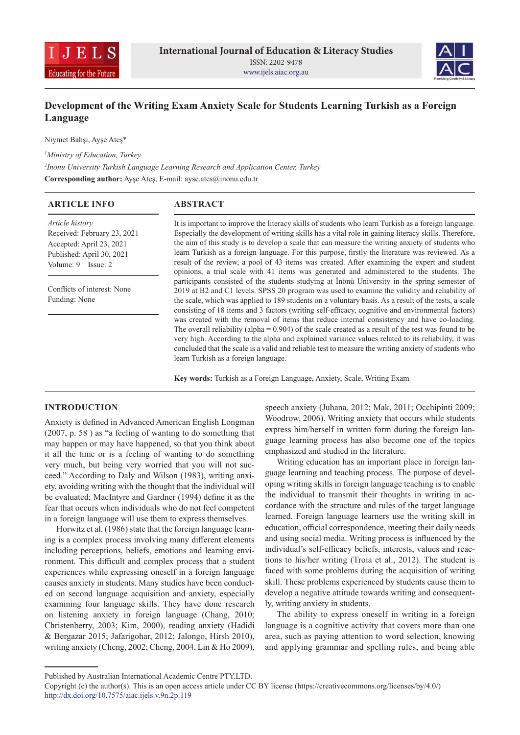# Development of the Writing Exam Anxiety Scale for Students Learning Turkish as a Foreign Language

Niymet Bahşi, Ayşe Ateş*

[1]*Ministry of Education, Turkey*

[2]*Inonu University Turkish Language Learning Research and Application Center, Turkey*

**Corresponding author:** Ayşe Ateş, E-mail: ayse.ates@inonu.edu.tr

## ARTICLE INFO

*Article history*
Received: February 23, 2021
Accepted: April 23, 2021
Published: April 30, 2021
Volume: 9 Issue: 2

Conflicts of interest: None
Funding: None

## ABSTRACT

It is important to improve the literacy skills of students who learn Turkish as a foreign language. Especially the development of writing skills has a vital role in gaining literacy skills. Therefore, the aim of this study is to develop a scale that can measure the writing anxiety of students who learn Turkish as a foreign language. For this purpose, firstly the literature was reviewed. As a result of the review, a pool of 43 items was created. After examining the expert and student opinions, a trial scale with 41 items was generated and administered to the students. The participants consisted of the students studying at İnönü University in the spring semester of 2019 at B2 and C1 levels. SPSS 20 program was used to examine the validity and reliability of the scale, which was applied to 189 students on a voluntary basis. As a result of the tests, a scale consisting of 18 items and 3 factors (writing self-efficacy, cognitive and environmental factors) was created with the removal of items that reduce internal consistency and have co-loading. The overall reliability (alpha = 0.904) of the scale created as a result of the test was found to be very high. According to the alpha and explained variance values related to its reliability, it was concluded that the scale is a valid and reliable test to measure the writing anxiety of students who learn Turkish as a foreign language.

**Key words:** Turkish as a Foreign Language, Anxiety, Scale, Writing Exam

## INTRODUCTION

Anxiety is defined in Advanced American English Longman (2007, p. 58 ) as "a feeling of wanting to do something that may happen or may have happened, so that you think about it all the time or is a feeling of wanting to do something very much, but being very worried that you will not succeed." According to Daly and Wilson (1983), writing anxiety, avoiding writing with the thought that the individual will be evaluated; MacIntyre and Gardner (1994) define it as the fear that occurs when individuals who do not feel competent in a foreign language will use them to express themselves.

Horwitz et al. (1986) state that the foreign language learning is a complex process involving many different elements including perceptions, beliefs, emotions and learning environment. This difficult and complex process that a student experiences while expressing oneself in a foreign language causes anxiety in students. Many studies have been conducted on second language acquisition and anxiety, especially examining four language skills. They have done research on listening anxiety in foreign language (Chang, 2010; Christenberry, 2003; Kim, 2000), reading anxiety (Hadidi & Bergazar 2015; Jafarigohar, 2012; Jalongo, Hirsh 2010), writing anxiety (Cheng, 2002; Cheng, 2004, Lin & Ho 2009), speech anxiety (Juhana, 2012; Mak, 2011; Occhipinti 2009; Woodrow, 2006). Writing anxiety that occurs while students express him/herself in written form during the foreign language learning process has also become one of the topics emphasized and studied in the literature.

Writing education has an important place in foreign language learning and teaching process. The purpose of developing writing skills in foreign language teaching is to enable the individual to transmit their thoughts in writing in accordance with the structure and rules of the target language learned. Foreign language learners use the writing skill in education, official correspondence, meeting their daily needs and using social media. Writing process is influenced by the individual's self-efficacy beliefs, interests, values and reactions to his/her writing (Troia et al., 2012). The student is faced with some problems during the acquisition of writing skill. These problems experienced by students cause them to develop a negative attitude towards writing and consequently, writing anxiety in students.

The ability to express oneself in writing in a foreign language is a cognitive activity that covers more than one area, such as paying attention to word selection, knowing and applying grammar and spelling rules, and being able

Published by Australian International Academic Centre PTY.LTD.
Copyright (c) the author(s). This is an open access article under CC BY license (https://creativecommons.org/licenses/by/4.0/)
http://dx.doi.org/10.7575/aiac.ijels.v.9n.2p.119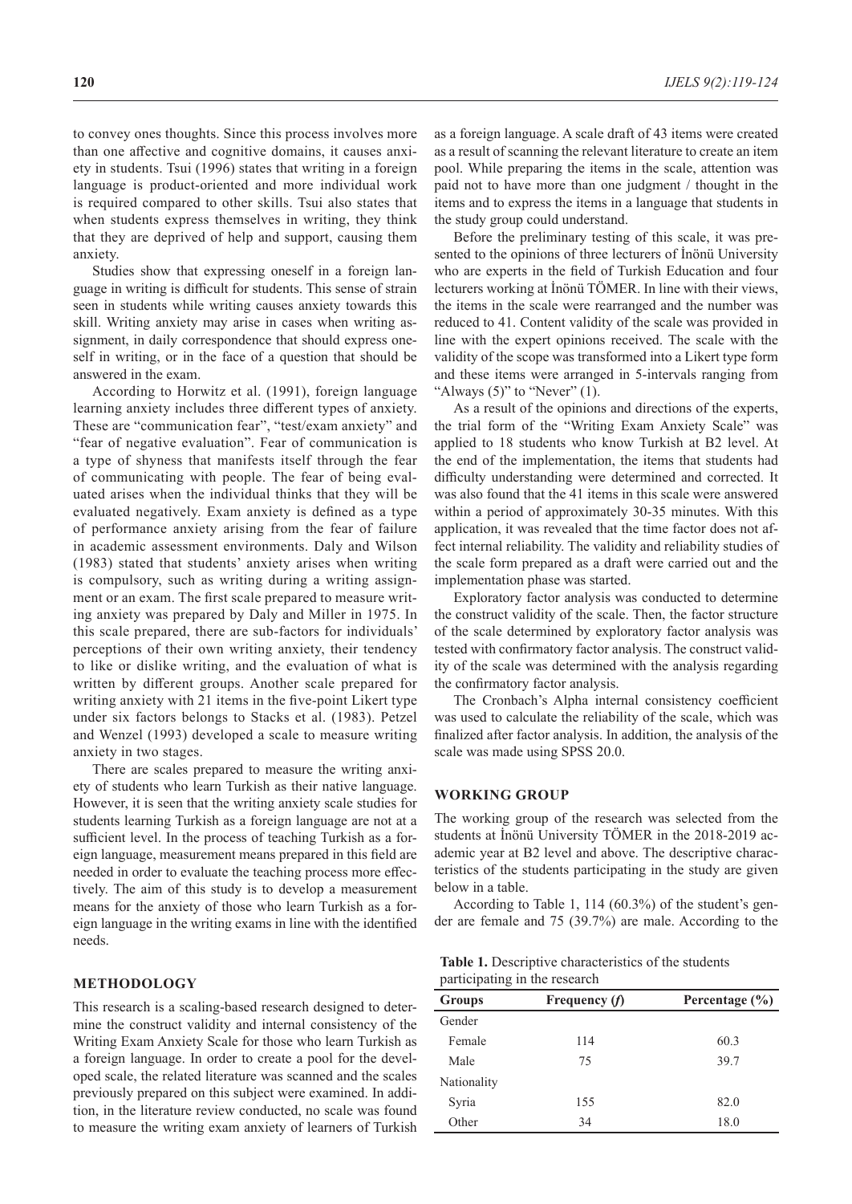to convey ones thoughts. Since this process involves more than one affective and cognitive domains, it causes anxiety in students. Tsui (1996) states that writing in a foreign language is product-oriented and more individual work is required compared to other skills. Tsui also states that when students express themselves in writing, they think that they are deprived of help and support, causing them anxiety.

Studies show that expressing oneself in a foreign language in writing is difficult for students. This sense of strain seen in students while writing causes anxiety towards this skill. Writing anxiety may arise in cases when writing assignment, in daily correspondence that should express oneself in writing, or in the face of a question that should be answered in the exam.

According to Horwitz et al. (1991), foreign language learning anxiety includes three different types of anxiety. These are "communication fear", "test/exam anxiety" and "fear of negative evaluation". Fear of communication is a type of shyness that manifests itself through the fear of communicating with people. The fear of being evaluated arises when the individual thinks that they will be evaluated negatively. Exam anxiety is defined as a type of performance anxiety arising from the fear of failure in academic assessment environments. Daly and Wilson (1983) stated that students' anxiety arises when writing is compulsory, such as writing during a writing assignment or an exam. The first scale prepared to measure writing anxiety was prepared by Daly and Miller in 1975. In this scale prepared, there are sub-factors for individuals' perceptions of their own writing anxiety, their tendency to like or dislike writing, and the evaluation of what is written by different groups. Another scale prepared for writing anxiety with 21 items in the five-point Likert type under six factors belongs to Stacks et al. (1983). Petzel and Wenzel (1993) developed a scale to measure writing anxiety in two stages.

There are scales prepared to measure the writing anxiety of students who learn Turkish as their native language. However, it is seen that the writing anxiety scale studies for students learning Turkish as a foreign language are not at a sufficient level. In the process of teaching Turkish as a foreign language, measurement means prepared in this field are needed in order to evaluate the teaching process more effectively. The aim of this study is to develop a measurement means for the anxiety of those who learn Turkish as a foreign language in the writing exams in line with the identified needs.

## METHODOLOGY

This research is a scaling-based research designed to determine the construct validity and internal consistency of the Writing Exam Anxiety Scale for those who learn Turkish as a foreign language. In order to create a pool for the developed scale, the related literature was scanned and the scales previously prepared on this subject were examined. In addition, in the literature review conducted, no scale was found to measure the writing exam anxiety of learners of Turkish as a foreign language. A scale draft of 43 items were created as a result of scanning the relevant literature to create an item pool. While preparing the items in the scale, attention was paid not to have more than one judgment / thought in the items and to express the items in a language that students in the study group could understand.

Before the preliminary testing of this scale, it was presented to the opinions of three lecturers of İnönü University who are experts in the field of Turkish Education and four lecturers working at İnönü TÖMER. In line with their views, the items in the scale were rearranged and the number was reduced to 41. Content validity of the scale was provided in line with the expert opinions received. The scale with the validity of the scope was transformed into a Likert type form and these items were arranged in 5-intervals ranging from "Always (5)" to "Never" (1).

As a result of the opinions and directions of the experts, the trial form of the "Writing Exam Anxiety Scale" was applied to 18 students who know Turkish at B2 level. At the end of the implementation, the items that students had difficulty understanding were determined and corrected. It was also found that the 41 items in this scale were answered within a period of approximately 30-35 minutes. With this application, it was revealed that the time factor does not affect internal reliability. The validity and reliability studies of the scale form prepared as a draft were carried out and the implementation phase was started.

Exploratory factor analysis was conducted to determine the construct validity of the scale. Then, the factor structure of the scale determined by exploratory factor analysis was tested with confirmatory factor analysis. The construct validity of the scale was determined with the analysis regarding the confirmatory factor analysis.

The Cronbach's Alpha internal consistency coefficient was used to calculate the reliability of the scale, which was finalized after factor analysis. In addition, the analysis of the scale was made using SPSS 20.0.

## WORKING GROUP

The working group of the research was selected from the students at İnönü University TÖMER in the 2018-2019 academic year at B2 level and above. The descriptive characteristics of the students participating in the study are given below in a table.

According to Table 1, 114 (60.3%) of the student's gender are female and 75 (39.7%) are male. According to the

**Table 1.** Descriptive characteristics of the students participating in the research

| Groups | Frequency (*f*) | Percentage (%) |
|---|---|---|
| Gender | | |
| Female | 114 | 60.3 |
| Male | 75 | 39.7 |
| Nationality | | |
| Syria | 155 | 82.0 |
| Other | 34 | 18.0 |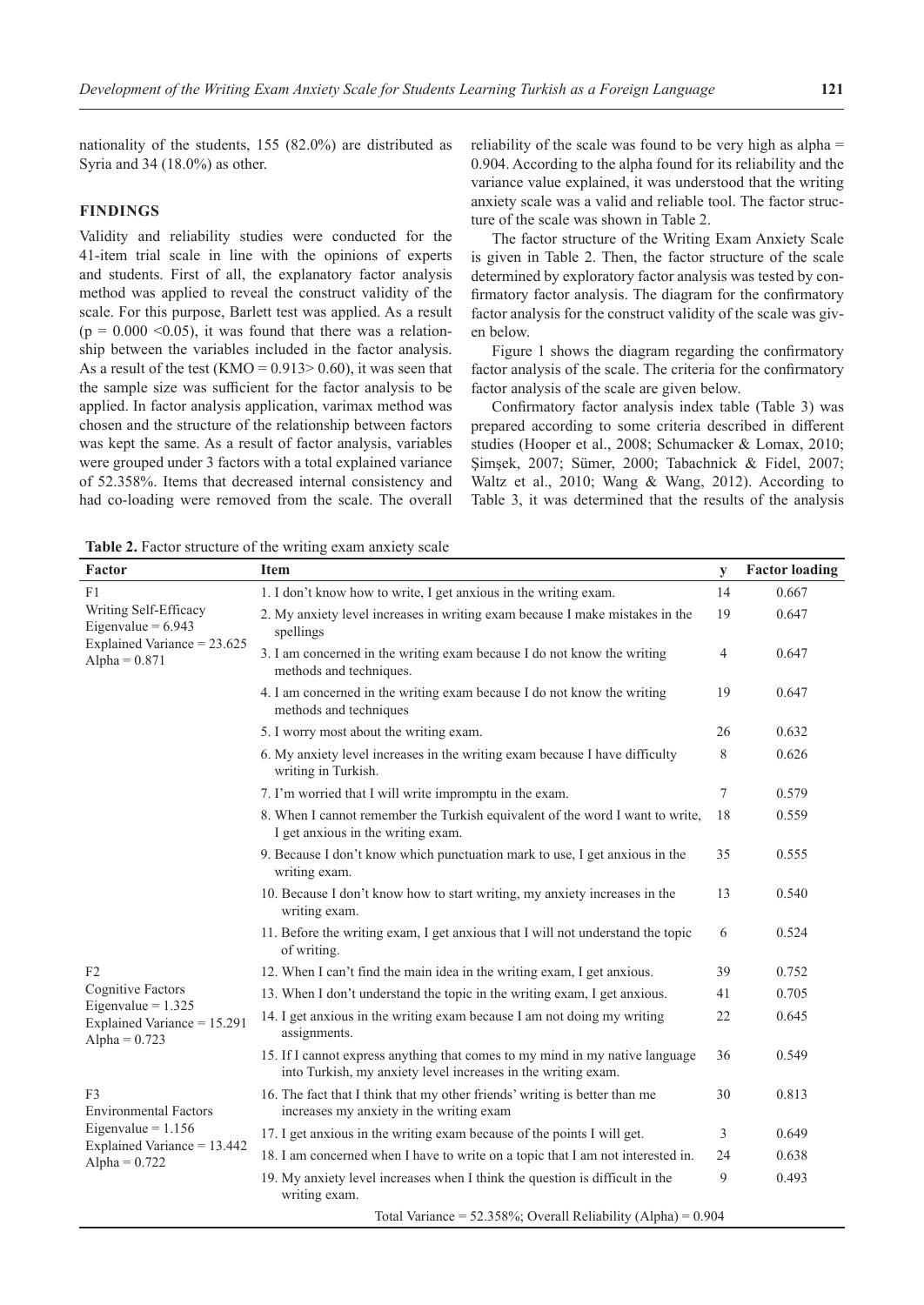nationality of the students, 155 (82.0%) are distributed as Syria and 34 (18.0%) as other.

## FINDINGS

Validity and reliability studies were conducted for the 41-item trial scale in line with the opinions of experts and students. First of all, the explanatory factor analysis method was applied to reveal the construct validity of the scale. For this purpose, Barlett test was applied. As a result ($p = 0.000 < 0.05$), it was found that there was a relationship between the variables included in the factor analysis. As a result of the test (KMO = 0.913> 0.60), it was seen that the sample size was sufficient for the factor analysis to be applied. In factor analysis application, varimax method was chosen and the structure of the relationship between factors was kept the same. As a result of factor analysis, variables were grouped under 3 factors with a total explained variance of 52.358%. Items that decreased internal consistency and had co-loading were removed from the scale. The overall reliability of the scale was found to be very high as alpha = 0.904. According to the alpha found for its reliability and the variance value explained, it was understood that the writing anxiety scale was a valid and reliable tool. The factor structure of the scale was shown in Table 2.

The factor structure of the Writing Exam Anxiety Scale is given in Table 2. Then, the factor structure of the scale determined by exploratory factor analysis was tested by confirmatory factor analysis. The diagram for the confirmatory factor analysis for the construct validity of the scale was given below.

Figure 1 shows the diagram regarding the confirmatory factor analysis of the scale. The criteria for the confirmatory factor analysis of the scale are given below.

Confirmatory factor analysis index table (Table 3) was prepared according to some criteria described in different studies (Hooper et al., 2008; Schumacker & Lomax, 2010; Şimşek, 2007; Sümer, 2000; Tabachnick & Fidel, 2007; Waltz et al., 2010; Wang & Wang, 2012). According to Table 3, it was determined that the results of the analysis

**Table 2.** Factor structure of the writing exam anxiety scale

| Factor | Item | y | Factor loading |
|---|---|---|---|
| F1 Writing Self-Efficacy Eigenvalue = 6.943 Explained Variance = 23.625 Alpha = 0.871 | 1. I don't know how to write, I get anxious in the writing exam. | 14 | 0.667 |
| | 2. My anxiety level increases in writing exam because I make mistakes in the spellings | 19 | 0.647 |
| | 3. I am concerned in the writing exam because I do not know the writing methods and techniques. | 4 | 0.647 |
| | 4. I am concerned in the writing exam because I do not know the writing methods and techniques | 19 | 0.647 |
| | 5. I worry most about the writing exam. | 26 | 0.632 |
| | 6. My anxiety level increases in the writing exam because I have difficulty writing in Turkish. | 8 | 0.626 |
| | 7. I'm worried that I will write impromptu in the exam. | 7 | 0.579 |
| | 8. When I cannot remember the Turkish equivalent of the word I want to write, I get anxious in the writing exam. | 18 | 0.559 |
| | 9. Because I don't know which punctuation mark to use, I get anxious in the writing exam. | 35 | 0.555 |
| | 10. Because I don't know how to start writing, my anxiety increases in the writing exam. | 13 | 0.540 |
| | 11. Before the writing exam, I get anxious that I will not understand the topic of writing. | 6 | 0.524 |
| F2 Cognitive Factors Eigenvalue = 1.325 Explained Variance = 15.291 Alpha = 0.723 | 12. When I can't find the main idea in the writing exam, I get anxious. | 39 | 0.752 |
| | 13. When I don't understand the topic in the writing exam, I get anxious. | 41 | 0.705 |
| | 14. I get anxious in the writing exam because I am not doing my writing assignments. | 22 | 0.645 |
| | 15. If I cannot express anything that comes to my mind in my native language into Turkish, my anxiety level increases in the writing exam. | 36 | 0.549 |
| F3 Environmental Factors Eigenvalue = 1.156 Explained Variance = 13.442 Alpha = 0.722 | 16. The fact that I think that my other friends' writing is better than me increases my anxiety in the writing exam | 30 | 0.813 |
| | 17. I get anxious in the writing exam because of the points I will get. | 3 | 0.649 |
| | 18. I am concerned when I have to write on a topic that I am not interested in. | 24 | 0.638 |
| | 19. My anxiety level increases when I think the question is difficult in the writing exam. | 9 | 0.493 |
| Total Variance = 52.358%; Overall Reliability (Alpha) = 0.904 | | | |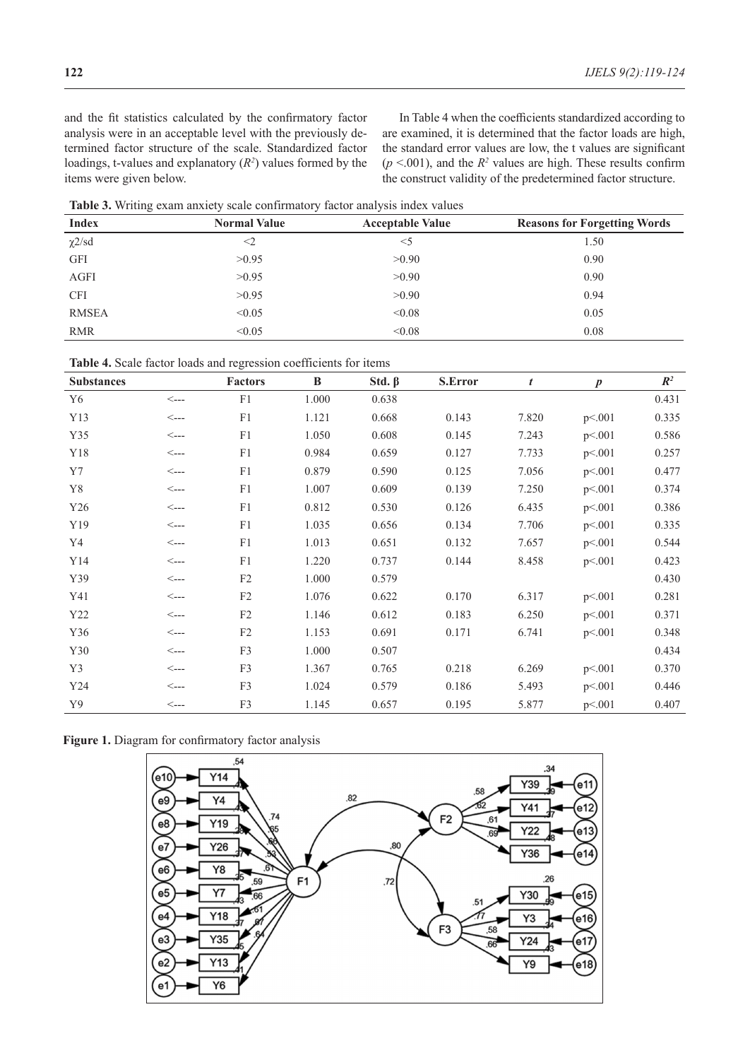and the fit statistics calculated by the confirmatory factor analysis were in an acceptable level with the previously determined factor structure of the scale. Standardized factor loadings, t-values and explanatory ($R^2$) values formed by the items were given below.

In Table 4 when the coefficients standardized according to are examined, it is determined that the factor loads are high, the standard error values are low, the t values are significant ($p$ <.001), and the $R^2$ values are high. These results confirm the construct validity of the predetermined factor structure.

**Table 3.** Writing exam anxiety scale confirmatory factor analysis index values

| Index | Normal Value | Acceptable Value | Reasons for Forgetting Words |
|---|---|---|---|
| $\chi 2$/sd | <2 | <5 | 1.50 |
| GFI | >0.95 | >0.90 | 0.90 |
| AGFI | >0.95 | >0.90 | 0.90 |
| CFI | >0.95 | >0.90 | 0.94 |
| RMSEA | <0.05 | <0.08 | 0.05 |
| RMR | <0.05 | <0.08 | 0.08 |

**Table 4.** Scale factor loads and regression coefficients for items

| Substances | | Factors | B | Std. β | S.Error | $t$ | $p$ | $R^2$ |
|---|---|---|---|---|---|---|---|---|
| Y6 | <--- | F1 | 1.000 | 0.638 | | | | 0.431 |
| Y13 | <--- | F1 | 1.121 | 0.668 | 0.143 | 7.820 | p<.001 | 0.335 |
| Y35 | <--- | F1 | 1.050 | 0.608 | 0.145 | 7.243 | p<.001 | 0.586 |
| Y18 | <--- | F1 | 0.984 | 0.659 | 0.127 | 7.733 | p<.001 | 0.257 |
| Y7 | <--- | F1 | 0.879 | 0.590 | 0.125 | 7.056 | p<.001 | 0.477 |
| Y8 | <--- | F1 | 1.007 | 0.609 | 0.139 | 7.250 | p<.001 | 0.374 |
| Y26 | <--- | F1 | 0.812 | 0.530 | 0.126 | 6.435 | p<.001 | 0.386 |
| Y19 | <--- | F1 | 1.035 | 0.656 | 0.134 | 7.706 | p<.001 | 0.335 |
| Y4 | <--- | F1 | 1.013 | 0.651 | 0.132 | 7.657 | p<.001 | 0.544 |
| Y14 | <--- | F1 | 1.220 | 0.737 | 0.144 | 8.458 | p<.001 | 0.423 |
| Y39 | <--- | F2 | 1.000 | 0.579 | | | | 0.430 |
| Y41 | <--- | F2 | 1.076 | 0.622 | 0.170 | 6.317 | p<.001 | 0.281 |
| Y22 | <--- | F2 | 1.146 | 0.612 | 0.183 | 6.250 | p<.001 | 0.371 |
| Y36 | <--- | F2 | 1.153 | 0.691 | 0.171 | 6.741 | p<.001 | 0.348 |
| Y30 | <--- | F3 | 1.000 | 0.507 | | | | 0.434 |
| Y3 | <--- | F3 | 1.367 | 0.765 | 0.218 | 6.269 | p<.001 | 0.370 |
| Y24 | <--- | F3 | 1.024 | 0.579 | 0.186 | 5.493 | p<.001 | 0.446 |
| Y9 | <--- | F3 | 1.145 | 0.657 | 0.195 | 5.877 | p<.001 | 0.407 |

**Figure 1.** Diagram for confirmatory factor analysis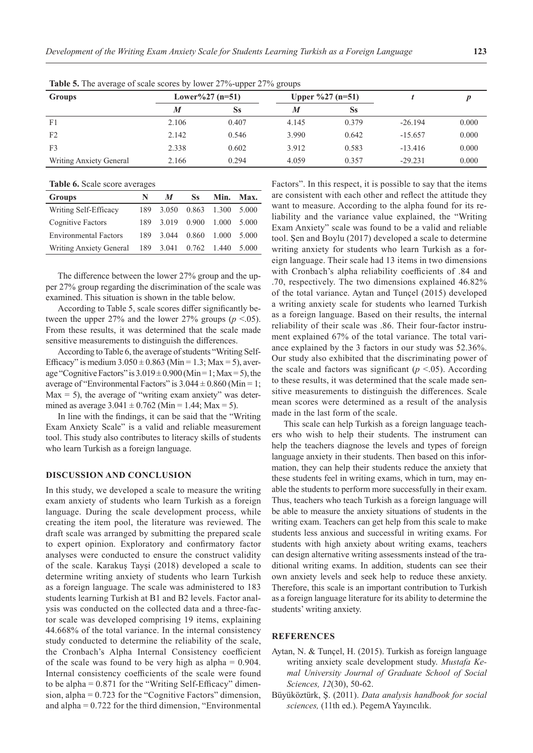**Table 5.** The average of scale scores by lower 27%-upper 27% groups

| Groups | Lower%27 (n=51) | | Upper %27 (n=51) | | *t* | *p* |
|---|---|---|---|---|---|---|
| | *M* | Ss | *M* | Ss | | |
| F1 | 2.106 | 0.407 | 4.145 | 0.379 | -26.194 | 0.000 |
| F2 | 2.142 | 0.546 | 3.990 | 0.642 | -15.657 | 0.000 |
| F3 | 2.338 | 0.602 | 3.912 | 0.583 | -13.416 | 0.000 |
| Writing Anxiety General | 2.166 | 0.294 | 4.059 | 0.357 | -29.231 | 0.000 |

**Table 6.** Scale score averages

| Groups | N | *M* | Ss | Min. | Max. |
|---|---|---|---|---|---|
| Writing Self-Efficacy | 189 | 3.050 | 0.863 | 1.300 | 5.000 |
| Cognitive Factors | 189 | 3.019 | 0.900 | 1.000 | 5.000 |
| Environmental Factors | 189 | 3.044 | 0.860 | 1.000 | 5.000 |
| Writing Anxiety General | 189 | 3.041 | 0.762 | 1.440 | 5.000 |

The difference between the lower 27% group and the upper 27% group regarding the discrimination of the scale was examined. This situation is shown in the table below.

According to Table 5, scale scores differ significantly between the upper 27% and the lower 27% groups ($p < .05$). From these results, it was determined that the scale made sensitive measurements to distinguish the differences.

According to Table 6, the average of students "Writing Self-Efficacy" is medium $3.050 \pm 0.863$ (Min = 1.3; Max = 5), average "Cognitive Factors" is $3.019 \pm 0.900$ (Min = 1; Max = 5), the average of "Environmental Factors" is $3.044 \pm 0.860$ (Min = 1; Max = 5), the average of "writing exam anxiety" was determined as average $3.041 \pm 0.762$ (Min = 1.44; Max = 5).

In line with the findings, it can be said that the "Writing Exam Anxiety Scale" is a valid and reliable measurement tool. This study also contributes to literacy skills of students who learn Turkish as a foreign language.

## DISCUSSION AND CONCLUSION

In this study, we developed a scale to measure the writing exam anxiety of students who learn Turkish as a foreign language. During the scale development process, while creating the item pool, the literature was reviewed. The draft scale was arranged by submitting the prepared scale to expert opinion. Exploratory and confirmatory factor analyses were conducted to ensure the construct validity of the scale. Karakuş Tayşi (2018) developed a scale to determine writing anxiety of students who learn Turkish as a foreign language. The scale was administered to 183 students learning Turkish at B1 and B2 levels. Factor analysis was conducted on the collected data and a three-factor scale was developed comprising 19 items, explaining 44.668% of the total variance. In the internal consistency study conducted to determine the reliability of the scale, the Cronbach's Alpha Internal Consistency coefficient of the scale was found to be very high as alpha = 0.904. Internal consistency coefficients of the scale were found to be alpha = 0.871 for the "Writing Self-Efficacy" dimension, alpha = 0.723 for the "Cognitive Factors" dimension, and alpha = 0.722 for the third dimension, "Environmental Factors". In this respect, it is possible to say that the items are consistent with each other and reflect the attitude they want to measure. According to the alpha found for its reliability and the variance value explained, the "Writing Exam Anxiety" scale was found to be a valid and reliable tool. Şen and Boylu (2017) developed a scale to determine writing anxiety for students who learn Turkish as a foreign language. Their scale had 13 items in two dimensions with Cronbach's alpha reliability coefficients of .84 and .70, respectively. The two dimensions explained 46.82% of the total variance. Aytan and Tunçel (2015) developed a writing anxiety scale for students who learned Turkish as a foreign language. Based on their results, the internal reliability of their scale was .86. Their four-factor instrument explained 67% of the total variance. The total variance explained by the 3 factors in our study was 52.36%. Our study also exhibited that the discriminating power of the scale and factors was significant ($p < .05$). According to these results, it was determined that the scale made sensitive measurements to distinguish the differences. Scale mean scores were determined as a result of the analysis made in the last form of the scale.

This scale can help Turkish as a foreign language teachers who wish to help their students. The instrument can help the teachers diagnose the levels and types of foreign language anxiety in their students. Then based on this information, they can help their students reduce the anxiety that these students feel in writing exams, which in turn, may enable the students to perform more successfully in their exam. Thus, teachers who teach Turkish as a foreign language will be able to measure the anxiety situations of students in the writing exam. Teachers can get help from this scale to make students less anxious and successful in writing exams. For students with high anxiety about writing exams, teachers can design alternative writing assessments instead of the traditional writing exams. In addition, students can see their own anxiety levels and seek help to reduce these anxiety. Therefore, this scale is an important contribution to Turkish as a foreign language literature for its ability to determine the students' writing anxiety.

## REFERENCES

Aytan, N. & Tunçel, H. (2015). Turkish as foreign language writing anxiety scale development study. *Mustafa Kemal University Journal of Graduate School of Social Sciences, 12*(30), 50-62.

Büyüköztürk, Ş. (2011). *Data analysis handbook for social sciences,* (11th ed.). PegemA Yayıncılık.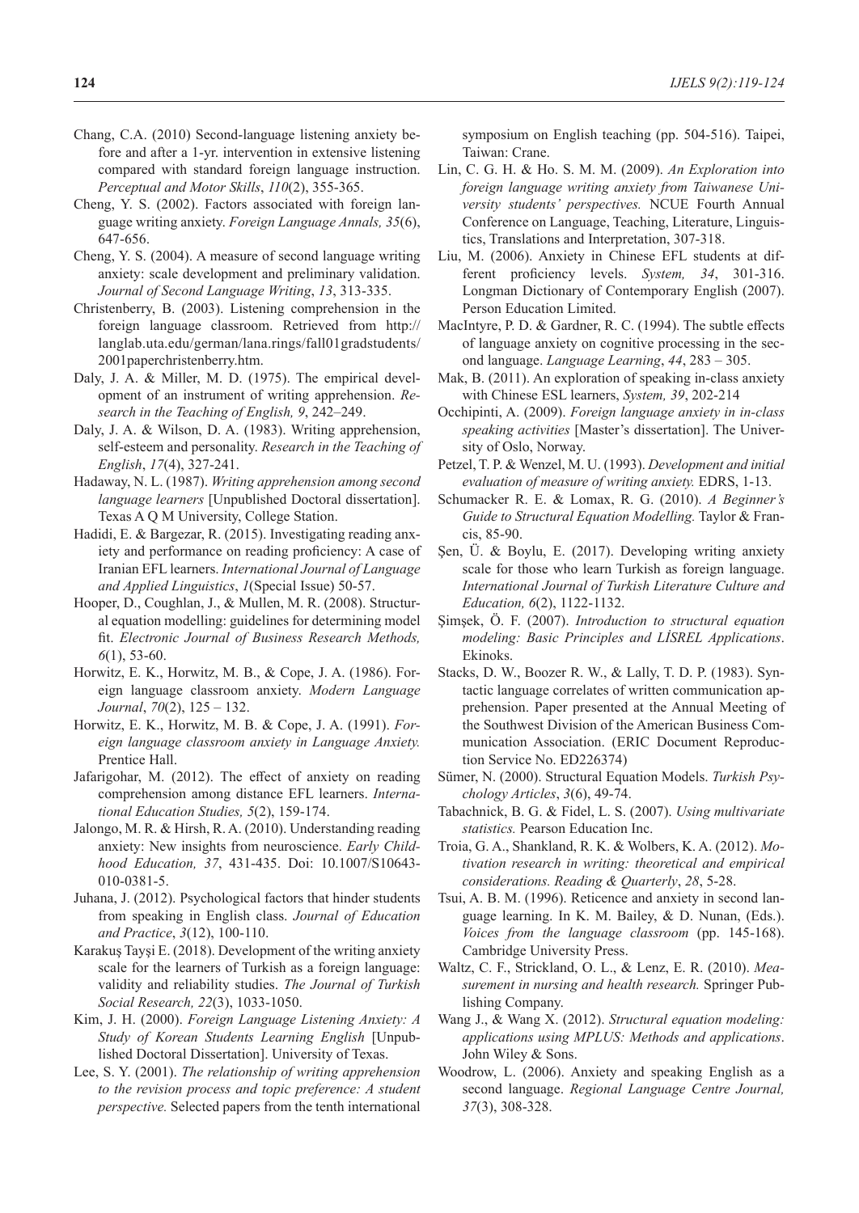Chang, C.A. (2010) Second-language listening anxiety before and after a 1-yr. intervention in extensive listening compared with standard foreign language instruction. *Perceptual and Motor Skills*, *110*(2), 355-365.

Cheng, Y. S. (2002). Factors associated with foreign language writing anxiety. *Foreign Language Annals, 35*(6), 647-656.

Cheng, Y. S. (2004). A measure of second language writing anxiety: scale development and preliminary validation. *Journal of Second Language Writing*, *13*, 313-335.

Christenberry, B. (2003). Listening comprehension in the foreign language classroom. Retrieved from http://langlab.uta.edu/german/lana.rings/fall01gradstudents/2001paperchristenberry.htm.

Daly, J. A. & Miller, M. D. (1975). The empirical development of an instrument of writing apprehension. *Research in the Teaching of English, 9*, 242–249.

Daly, J. A. & Wilson, D. A. (1983). Writing apprehension, self-esteem and personality. *Research in the Teaching of English*, *17*(4), 327-241.

Hadaway, N. L. (1987). *Writing apprehension among second language learners* [Unpublished Doctoral dissertation]. Texas A Q M University, College Station.

Hadidi, E. & Bargezar, R. (2015). Investigating reading anxiety and performance on reading proficiency: A case of Iranian EFL learners. *International Journal of Language and Applied Linguistics*, *1*(Special Issue) 50-57.

Hooper, D., Coughlan, J., & Mullen, M. R. (2008). Structural equation modelling: guidelines for determining model fit. *Electronic Journal of Business Research Methods, 6*(1), 53-60.

Horwitz, E. K., Horwitz, M. B., & Cope, J. A. (1986). Foreign language classroom anxiety. *Modern Language Journal*, *70*(2), 125 – 132.

Horwitz, E. K., Horwitz, M. B. & Cope, J. A. (1991). *Foreign language classroom anxiety in Language Anxiety.* Prentice Hall.

Jafarigohar, M. (2012). The effect of anxiety on reading comprehension among distance EFL learners. *International Education Studies, 5*(2), 159-174.

Jalongo, M. R. & Hirsh, R. A. (2010). Understanding reading anxiety: New insights from neuroscience. *Early Childhood Education, 37*, 431-435. Doi: 10.1007/S10643-010-0381-5.

Juhana, J. (2012). Psychological factors that hinder students from speaking in English class. *Journal of Education and Practice*, *3*(12), 100-110.

Karakuş Tayşi E. (2018). Development of the writing anxiety scale for the learners of Turkish as a foreign language: validity and reliability studies. *The Journal of Turkish Social Research, 22*(3), 1033-1050.

Kim, J. H. (2000). *Foreign Language Listening Anxiety: A Study of Korean Students Learning English* [Unpublished Doctoral Dissertation]. University of Texas.

Lee, S. Y. (2001). *The relationship of writing apprehension to the revision process and topic preference: A student perspective.* Selected papers from the tenth international symposium on English teaching (pp. 504-516). Taipei, Taiwan: Crane.

Lin, C. G. H. & Ho. S. M. M. (2009). *An Exploration into foreign language writing anxiety from Taiwanese University students' perspectives.* NCUE Fourth Annual Conference on Language, Teaching, Literature, Linguistics, Translations and Interpretation, 307-318.

Liu, M. (2006). Anxiety in Chinese EFL students at different proficiency levels. *System, 34*, 301-316. Longman Dictionary of Contemporary English (2007). Person Education Limited.

MacIntyre, P. D. & Gardner, R. C. (1994). The subtle effects of language anxiety on cognitive processing in the second language. *Language Learning*, *44*, 283 – 305.

Mak, B. (2011). An exploration of speaking in-class anxiety with Chinese ESL learners, *System, 39*, 202-214

Occhipinti, A. (2009). *Foreign language anxiety in in-class speaking activities* [Master's dissertation]. The University of Oslo, Norway.

Petzel, T. P. & Wenzel, M. U. (1993). *Development and initial evaluation of measure of writing anxiety.* EDRS, 1-13.

Schumacker R. E. & Lomax, R. G. (2010). *A Beginner's Guide to Structural Equation Modelling.* Taylor & Francis, 85-90.

Şen, Ü. & Boylu, E. (2017). Developing writing anxiety scale for those who learn Turkish as foreign language. *International Journal of Turkish Literature Culture and Education, 6*(2), 1122-1132.

Şimşek, Ö. F. (2007). *Introduction to structural equation modeling: Basic Principles and LİSREL Applications*. Ekinoks.

Stacks, D. W., Boozer R. W., & Lally, T. D. P. (1983). Syntactic language correlates of written communication apprehension. Paper presented at the Annual Meeting of the Southwest Division of the American Business Communication Association. (ERIC Document Reproduction Service No. ED226374)

Sümer, N. (2000). Structural Equation Models. *Turkish Psychology Articles*, *3*(6), 49-74.

Tabachnick, B. G. & Fidel, L. S. (2007). *Using multivariate statistics.* Pearson Education Inc.

Troia, G. A., Shankland, R. K. & Wolbers, K. A. (2012). *Motivation research in writing: theoretical and empirical considerations. Reading & Quarterly*, *28*, 5-28.

Tsui, A. B. M. (1996). Reticence and anxiety in second language learning. In K. M. Bailey, & D. Nunan, (Eds.). *Voices from the language classroom* (pp. 145-168). Cambridge University Press.

Waltz, C. F., Strickland, O. L., & Lenz, E. R. (2010). *Measurement in nursing and health research.* Springer Publishing Company.

Wang J., & Wang X. (2012). *Structural equation modeling: applications using MPLUS: Methods and applications*. John Wiley & Sons.

Woodrow, L. (2006). Anxiety and speaking English as a second language. *Regional Language Centre Journal, 37*(3), 308-328.